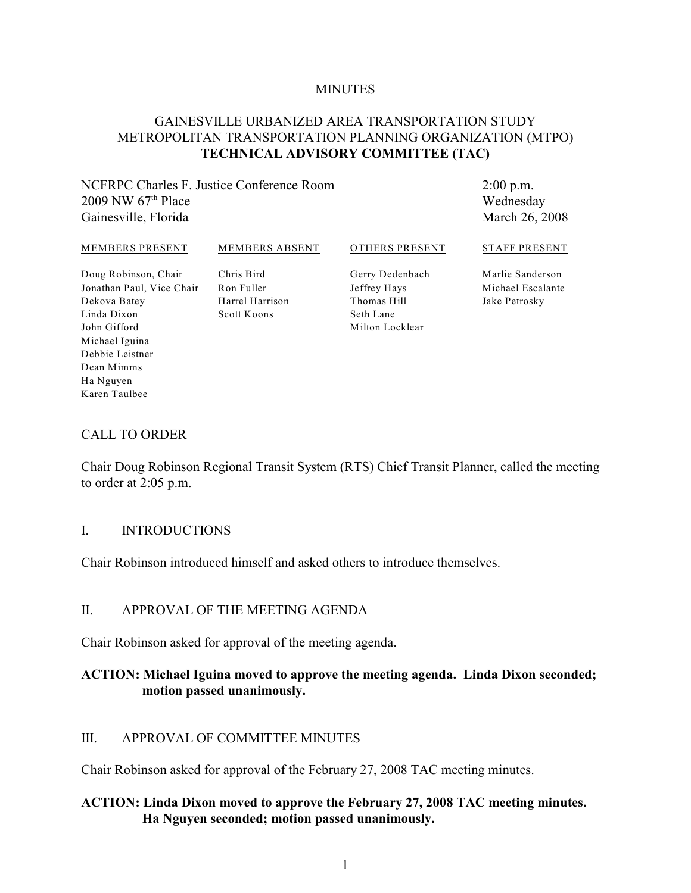MINUTES

# GAINESVILLE URBANIZED AREA TRANSPORTATION STUDY METROPOLITAN TRANSPORTATION PLANNING ORGANIZATION (MTPO) **TECHNICAL ADVISORY COMMITTEE (TAC)**

NCFRPC Charles F. Justice Conference Room
2009 NW 67th Place
Gainesville, Florida

2:00 p.m.
Wednesday
March 26, 2008

| MEMBERS PRESENT | MEMBERS ABSENT | OTHERS PRESENT | STAFF PRESENT |
|---|---|---|---|
| Doug Robinson, Chair | Chris Bird | Gerry Dedenbach | Marlie Sanderson |
| Jonathan Paul, Vice Chair | Ron Fuller | Jeffrey Hays | Michael Escalante |
| Dekova Batey | Harrel Harrison | Thomas Hill | Jake Petrosky |
| Linda Dixon | Scott Koons | Seth Lane | |
| John Gifford | | Milton Locklear | |
| Michael Iguina | | | |
| Debbie Leistner | | | |
| Dean Mimms | | | |
| Ha Nguyen | | | |
| Karen Taulbee | | | |

## CALL TO ORDER

Chair Doug Robinson Regional Transit System (RTS) Chief Transit Planner, called the meeting to order at 2:05 p.m.

## I. INTRODUCTIONS

Chair Robinson introduced himself and asked others to introduce themselves.

## II. APPROVAL OF THE MEETING AGENDA

Chair Robinson asked for approval of the meeting agenda.

**ACTION: Michael Iguina moved to approve the meeting agenda. Linda Dixon seconded; motion passed unanimously.**

## III. APPROVAL OF COMMITTEE MINUTES

Chair Robinson asked for approval of the February 27, 2008 TAC meeting minutes.

**ACTION: Linda Dixon moved to approve the February 27, 2008 TAC meeting minutes. Ha Nguyen seconded; motion passed unanimously.**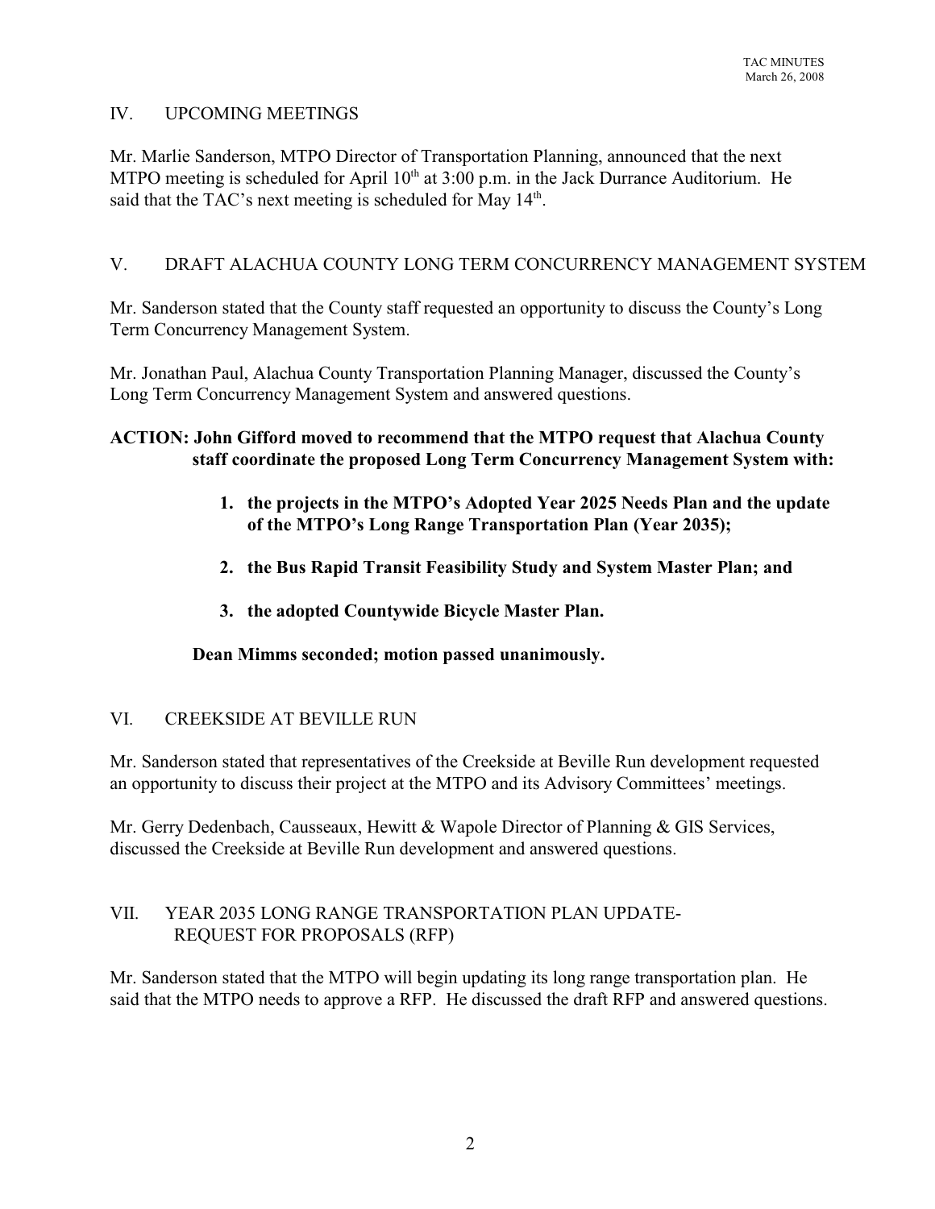## IV. UPCOMING MEETINGS

Mr. Marlie Sanderson, MTPO Director of Transportation Planning, announced that the next MTPO meeting is scheduled for April 10th at 3:00 p.m. in the Jack Durrance Auditorium. He said that the TAC's next meeting is scheduled for May 14th.

## V. DRAFT ALACHUA COUNTY LONG TERM CONCURRENCY MANAGEMENT SYSTEM

Mr. Sanderson stated that the County staff requested an opportunity to discuss the County's Long Term Concurrency Management System.

Mr. Jonathan Paul, Alachua County Transportation Planning Manager, discussed the County's Long Term Concurrency Management System and answered questions.

**ACTION: John Gifford moved to recommend that the MTPO request that Alachua County staff coordinate the proposed Long Term Concurrency Management System with:**

1. **the projects in the MTPO's Adopted Year 2025 Needs Plan and the update of the MTPO's Long Range Transportation Plan (Year 2035);**
2. **the Bus Rapid Transit Feasibility Study and System Master Plan; and**
3. **the adopted Countywide Bicycle Master Plan.**

**Dean Mimms seconded; motion passed unanimously.**

## VI. CREEKSIDE AT BEVILLE RUN

Mr. Sanderson stated that representatives of the Creekside at Beville Run development requested an opportunity to discuss their project at the MTPO and its Advisory Committees' meetings.

Mr. Gerry Dedenbach, Causseaux, Hewitt & Wapole Director of Planning & GIS Services, discussed the Creekside at Beville Run development and answered questions.

## VII. YEAR 2035 LONG RANGE TRANSPORTATION PLAN UPDATE- REQUEST FOR PROPOSALS (RFP)

Mr. Sanderson stated that the MTPO will begin updating its long range transportation plan. He said that the MTPO needs to approve a RFP. He discussed the draft RFP and answered questions.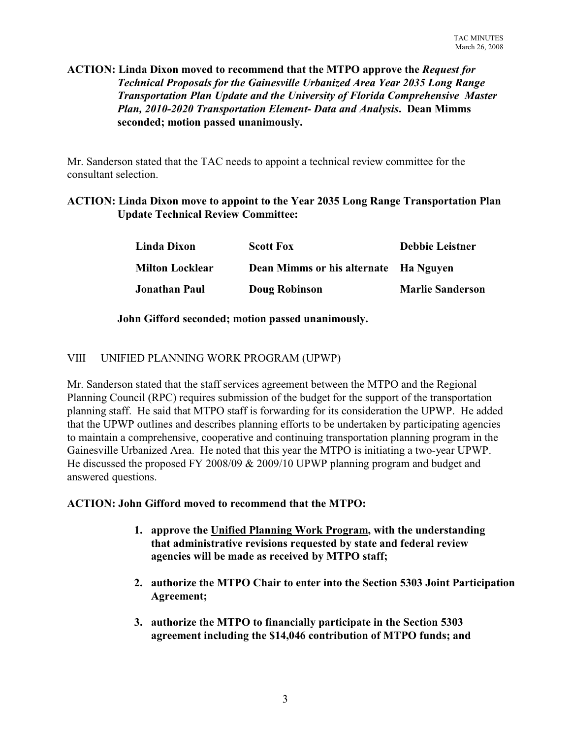**ACTION: Linda Dixon moved to recommend that the MTPO approve the *Request for Technical Proposals for the Gainesville Urbanized Area Year 2035 Long Range Transportation Plan Update and the University of Florida Comprehensive Master Plan, 2010-2020 Transportation Element- Data and Analysis*. Dean Mimms seconded; motion passed unanimously.**

Mr. Sanderson stated that the TAC needs to appoint a technical review committee for the consultant selection.

**ACTION: Linda Dixon move to appoint to the Year 2035 Long Range Transportation Plan Update Technical Review Committee:**

| | | |
|---|---|---|
| **Linda Dixon** | **Scott Fox** | **Debbie Leistner** |
| **Milton Locklear** | **Dean Mimms or his alternate** | **Ha Nguyen** |
| **Jonathan Paul** | **Doug Robinson** | **Marlie Sanderson** |

**John Gifford seconded; motion passed unanimously.**

## VIII UNIFIED PLANNING WORK PROGRAM (UPWP)

Mr. Sanderson stated that the staff services agreement between the MTPO and the Regional Planning Council (RPC) requires submission of the budget for the support of the transportation planning staff. He said that MTPO staff is forwarding for its consideration the UPWP. He added that the UPWP outlines and describes planning efforts to be undertaken by participating agencies to maintain a comprehensive, cooperative and continuing transportation planning program in the Gainesville Urbanized Area. He noted that this year the MTPO is initiating a two-year UPWP. He discussed the proposed FY 2008/09 & 2009/10 UPWP planning program and budget and answered questions.

**ACTION: John Gifford moved to recommend that the MTPO:**

1. **approve the <u>Unified Planning Work Program</u>, with the understanding that administrative revisions requested by state and federal review agencies will be made as received by MTPO staff;**
2. **authorize the MTPO Chair to enter into the Section 5303 Joint Participation Agreement;**
3. **authorize the MTPO to financially participate in the Section 5303 agreement including the $14,046 contribution of MTPO funds; and**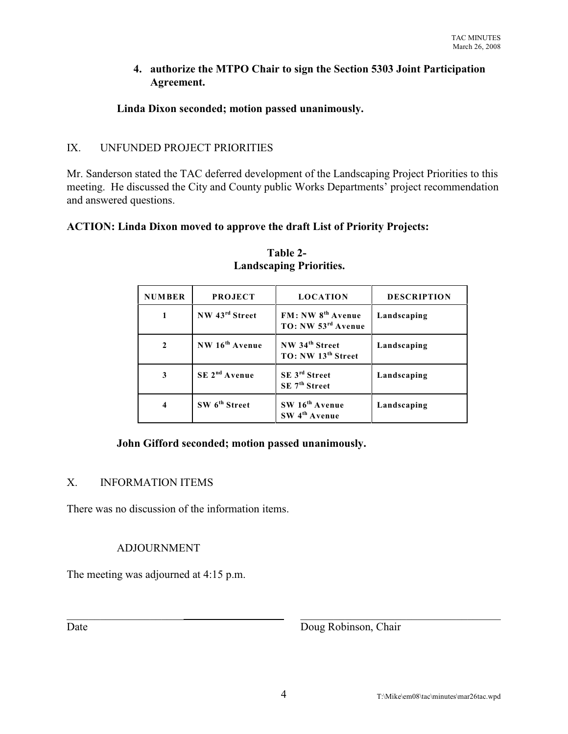4. **authorize the MTPO Chair to sign the Section 5303 Joint Participation Agreement.**

**Linda Dixon seconded; motion passed unanimously.**

IX. UNFUNDED PROJECT PRIORITIES

Mr. Sanderson stated the TAC deferred development of the Landscaping Project Priorities to this meeting. He discussed the City and County public Works Departments' project recommendation and answered questions.

**ACTION: Linda Dixon moved to approve the draft List of Priority Projects:**

**Table 2-**
**Landscaping Priorities.**

| NUMBER | PROJECT | LOCATION | DESCRIPTION |
|---|---|---|---|
| 1 | NW 43rd Street | FM: NW 8th Avenue<br>TO: NW 53rd Avenue | Landscaping |
| 2 | NW 16th Avenue | NW 34th Street<br>TO: NW 13th Street | Landscaping |
| 3 | SE 2nd Avenue | SE 3rd Street<br>SE 7th Street | Landscaping |
| 4 | SW 6th Street | SW 16th Avenue<br>SW 4th Avenue | Landscaping |

**John Gifford seconded; motion passed unanimously.**

X. INFORMATION ITEMS

There was no discussion of the information items.

ADJOURNMENT

The meeting was adjourned at 4:15 p.m.

\_\_\_\_\_\_\_\_\_\_\_\_\_\_\_\_\_\_\_\_\_\_\_\_\_\_\_\_\_\_\_\_\_\_\_\_\_\_\_\_ \_\_\_\_\_\_\_\_\_\_\_\_\_\_\_\_\_\_\_\_\_\_\_\_\_\_\_\_\_\_\_\_\_\_\_\_\_\_\_\_

Date Doug Robinson, Chair

T:\Mike\em08\tac\minutes\mar26tac.wpd